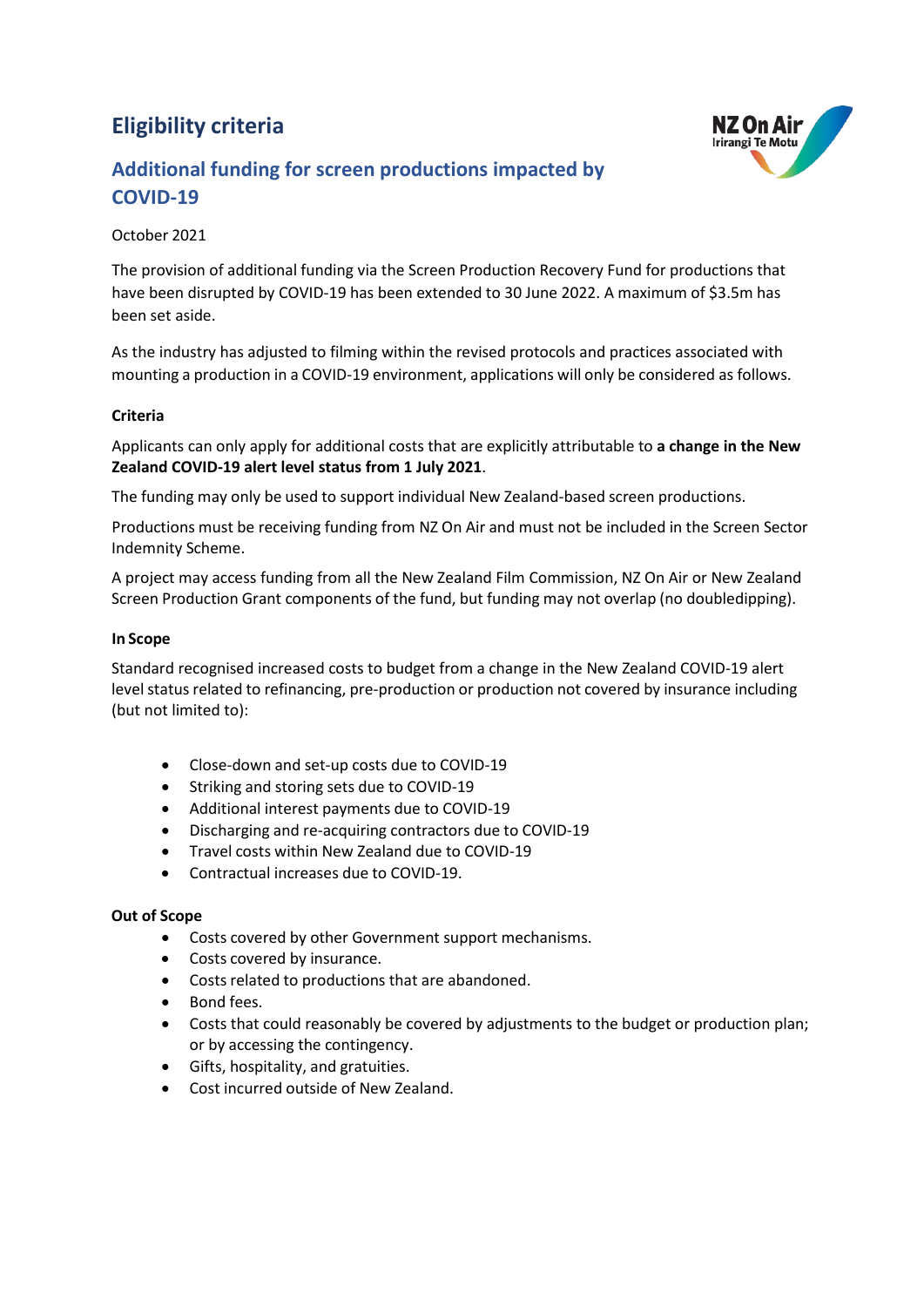# Eligibility criteria

## Additional funding for screen productions impacted by COVID-19

October 2021

The provision of additional funding via the Screen Production Recovery Fund for productions that have been disrupted by COVID-19 has been extended to 30 June 2022. A maximum of $3.5m has been set aside.

As the industry has adjusted to filming within the revised protocols and practices associated with mounting a production in a COVID-19 environment, applications will only be considered as follows.

**Criteria**

Applicants can only apply for additional costs that are explicitly attributable to **a change in the New Zealand COVID-19 alert level status from 1 July 2021**.

The funding may only be used to support individual New Zealand-based screen productions.

Productions must be receiving funding from NZ On Air and must not be included in the Screen Sector Indemnity Scheme.

A project may access funding from all the New Zealand Film Commission, NZ On Air or New Zealand Screen Production Grant components of the fund, but funding may not overlap (no doubledipping).

**In Scope**

Standard recognised increased costs to budget from a change in the New Zealand COVID-19 alert level status related to refinancing, pre-production or production not covered by insurance including (but not limited to):

- Close-down and set-up costs due to COVID-19
- Striking and storing sets due to COVID-19
- Additional interest payments due to COVID-19
- Discharging and re-acquiring contractors due to COVID-19
- Travel costs within New Zealand due to COVID-19
- Contractual increases due to COVID-19.

**Out of Scope**

- Costs covered by other Government support mechanisms.
- Costs covered by insurance.
- Costs related to productions that are abandoned.
- Bond fees.
- Costs that could reasonably be covered by adjustments to the budget or production plan; or by accessing the contingency.
- Gifts, hospitality, and gratuities.
- Cost incurred outside of New Zealand.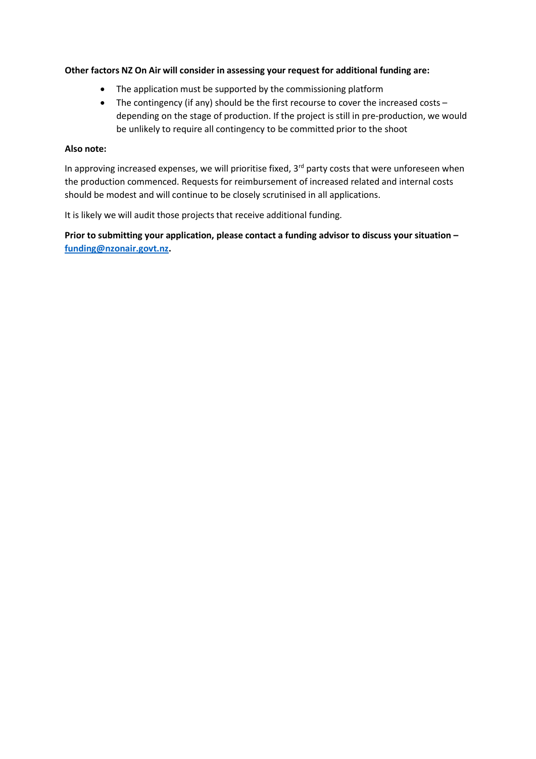**Other factors NZ On Air will consider in assessing your request for additional funding are:**

- The application must be supported by the commissioning platform
- The contingency (if any) should be the first recourse to cover the increased costs – depending on the stage of production. If the project is still in pre-production, we would be unlikely to require all contingency to be committed prior to the shoot

**Also note:**

In approving increased expenses, we will prioritise fixed, 3rd party costs that were unforeseen when the production commenced. Requests for reimbursement of increased related and internal costs should be modest and will continue to be closely scrutinised in all applications.

It is likely we will audit those projects that receive additional funding.

**Prior to submitting your application, please contact a funding advisor to discuss your situation – [funding@nzonair.govt.nz](mailto:funding@nzonair.govt.nz).**